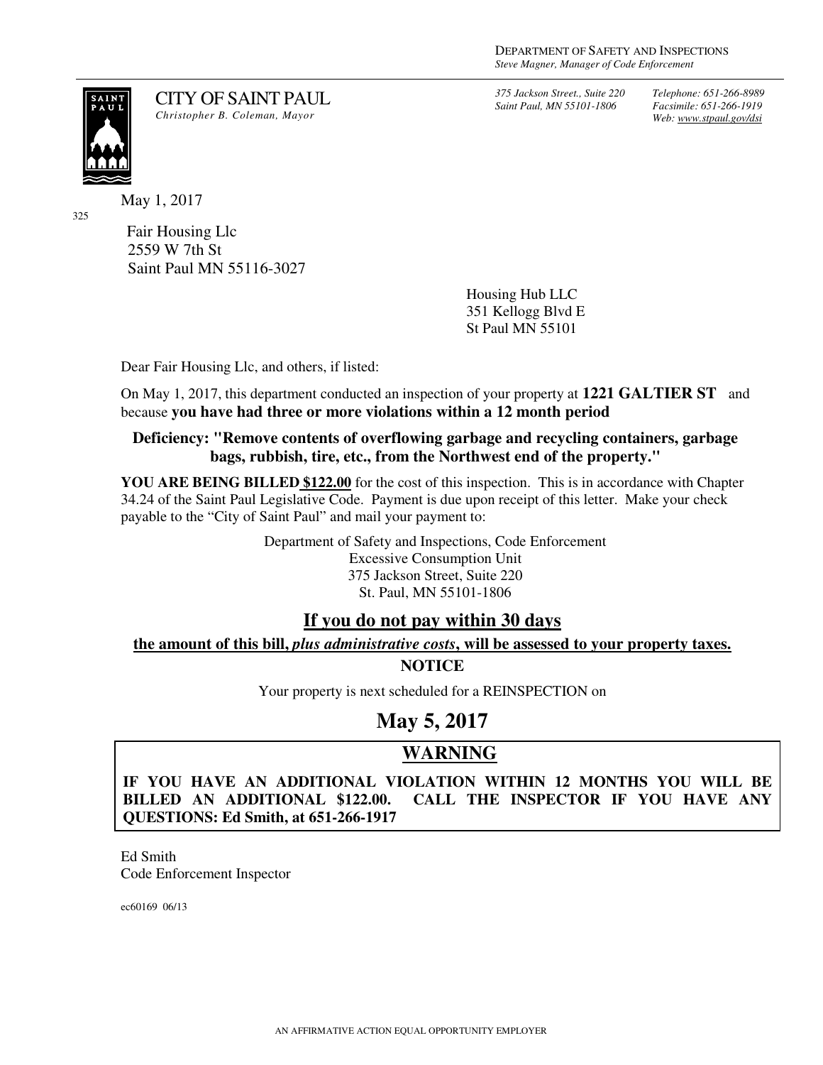DEPARTMENT OF SAFETY AND INSPECTIONS
*Steve Magner, Manager of Code Enforcement*

CITY OF SAINT PAUL
*Christopher B. Coleman, Mayor*

*375 Jackson Street., Suite 220*
*Saint Paul, MN 55101-1806*

*Telephone: 651-266-8989*
*Facsimile: 651-266-1919*
*Web: www.stpaul.gov/dsi*

May 1, 2017

325

Fair Housing Llc
2559 W 7th St
Saint Paul MN 55116-3027

Housing Hub LLC
351 Kellogg Blvd E
St Paul MN 55101

Dear Fair Housing Llc, and others, if listed:

On May 1, 2017, this department conducted an inspection of your property at **1221 GALTIER ST** and because **you have had three or more violations within a 12 month period**

**Deficiency: "Remove contents of overflowing garbage and recycling containers, garbage bags, rubbish, tire, etc., from the Northwest end of the property."**

**YOU ARE BEING BILLED $122.00** for the cost of this inspection. This is in accordance with Chapter 34.24 of the Saint Paul Legislative Code. Payment is due upon receipt of this letter. Make your check payable to the "City of Saint Paul" and mail your payment to:

Department of Safety and Inspections, Code Enforcement
Excessive Consumption Unit
375 Jackson Street, Suite 220
St. Paul, MN 55101-1806

## If you do not pay within 30 days

**the amount of this bill, *plus administrative costs*, will be assessed to your property taxes.**

**NOTICE**

Your property is next scheduled for a REINSPECTION on

## May 5, 2017

## WARNING

**IF YOU HAVE AN ADDITIONAL VIOLATION WITHIN 12 MONTHS YOU WILL BE BILLED AN ADDITIONAL $122.00. CALL THE INSPECTOR IF YOU HAVE ANY QUESTIONS: Ed Smith, at 651-266-1917**

Ed Smith
Code Enforcement Inspector

ec60169 06/13

AN AFFIRMATIVE ACTION EQUAL OPPORTUNITY EMPLOYER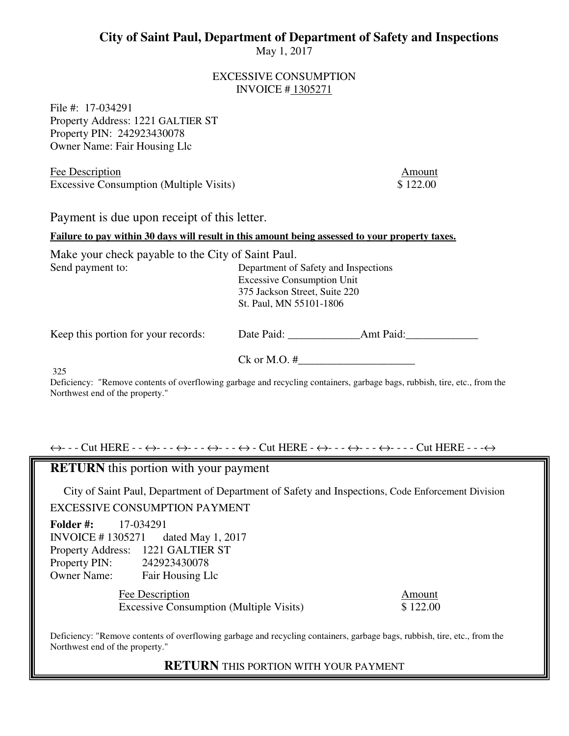## City of Saint Paul, Department of Department of Safety and Inspections

May 1, 2017

EXCESSIVE CONSUMPTION
INVOICE # 1305271

File #: 17-034291
Property Address: 1221 GALTIER ST
Property PIN: 242923430078
Owner Name: Fair Housing Llc

| Fee Description | Amount |
| --- | --- |
| Excessive Consumption (Multiple Visits) | $ 122.00 |

Payment is due upon receipt of this letter.

**Failure to pay within 30 days will result in this amount being assessed to your property taxes.**

Make your check payable to the City of Saint Paul.

Send payment to:
Department of Safety and Inspections
Excessive Consumption Unit
375 Jackson Street, Suite 220
St. Paul, MN 55101-1806

Keep this portion for your records: Date Paid: _____________ Amt Paid:_____________

Ck or M.O. #_____________________

325

Deficiency: "Remove contents of overflowing garbage and recycling containers, garbage bags, rubbish, tire, etc., from the Northwest end of the property."

↔- - - Cut HERE - - ↔- - - ↔- - - ↔- - - ↔ - Cut HERE - ↔- - - ↔- - - ↔- - - - Cut HERE - - -↔

**RETURN** this portion with your payment

City of Saint Paul, Department of Department of Safety and Inspections, Code Enforcement Division

EXCESSIVE CONSUMPTION PAYMENT

**Folder #:** 17-034291
INVOICE # 1305271 dated May 1, 2017
Property Address: 1221 GALTIER ST
Property PIN: 242923430078
Owner Name: Fair Housing Llc

| Fee Description | Amount |
| --- | --- |
| Excessive Consumption (Multiple Visits) | $ 122.00 |

Deficiency: "Remove contents of overflowing garbage and recycling containers, garbage bags, rubbish, tire, etc., from the Northwest end of the property."

**RETURN** THIS PORTION WITH YOUR PAYMENT